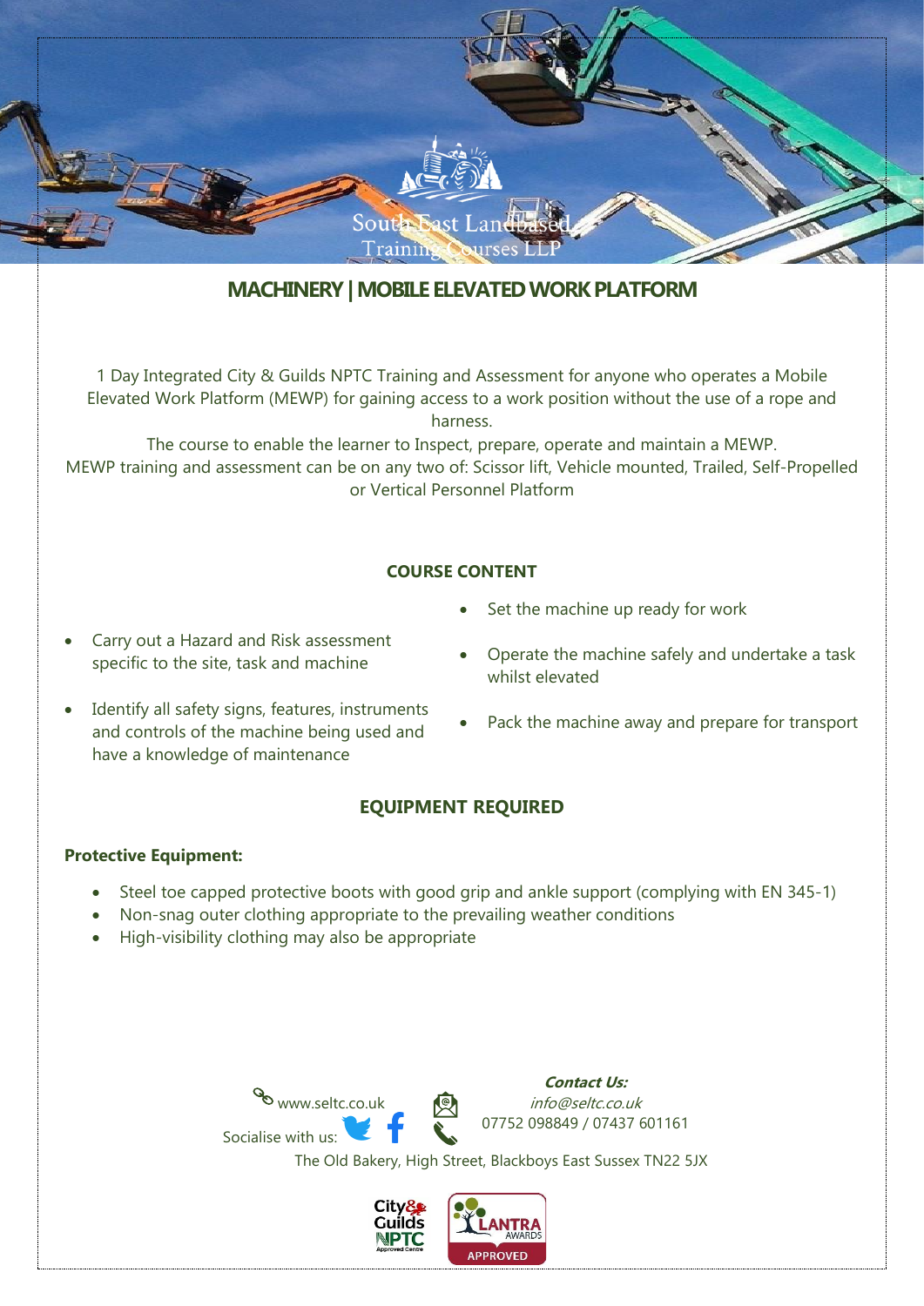South East Landbased Training Courses LLP

# MACHINERY | MOBILE ELEVATED WORK PLATFORM

1 Day Integrated City & Guilds NPTC Training and Assessment for anyone who operates a Mobile Elevated Work Platform (MEWP) for gaining access to a work position without the use of a rope and harness.

The course to enable the learner to Inspect, prepare, operate and maintain a MEWP.

MEWP training and assessment can be on any two of: Scissor lift, Vehicle mounted, Trailed, Self-Propelled or Vertical Personnel Platform

## COURSE CONTENT

- Carry out a Hazard and Risk assessment specific to the site, task and machine
- Identify all safety signs, features, instruments and controls of the machine being used and have a knowledge of maintenance
- Set the machine up ready for work
- Operate the machine safely and undertake a task whilst elevated
- Pack the machine away and prepare for transport

## EQUIPMENT REQUIRED

**Protective Equipment:**

- Steel toe capped protective boots with good grip and ankle support (complying with EN 345-1)
- Non-snag outer clothing appropriate to the prevailing weather conditions
- High-visibility clothing may also be appropriate

www.seltc.co.uk

Socialise with us:

***Contact Us:***

*info@seltc.co.uk*

07752 098849 / 07437 601161

The Old Bakery, High Street, Blackboys East Sussex TN22 5JX

City & Guilds NPTC Approved Centre

LANTRA AWARDS APPROVED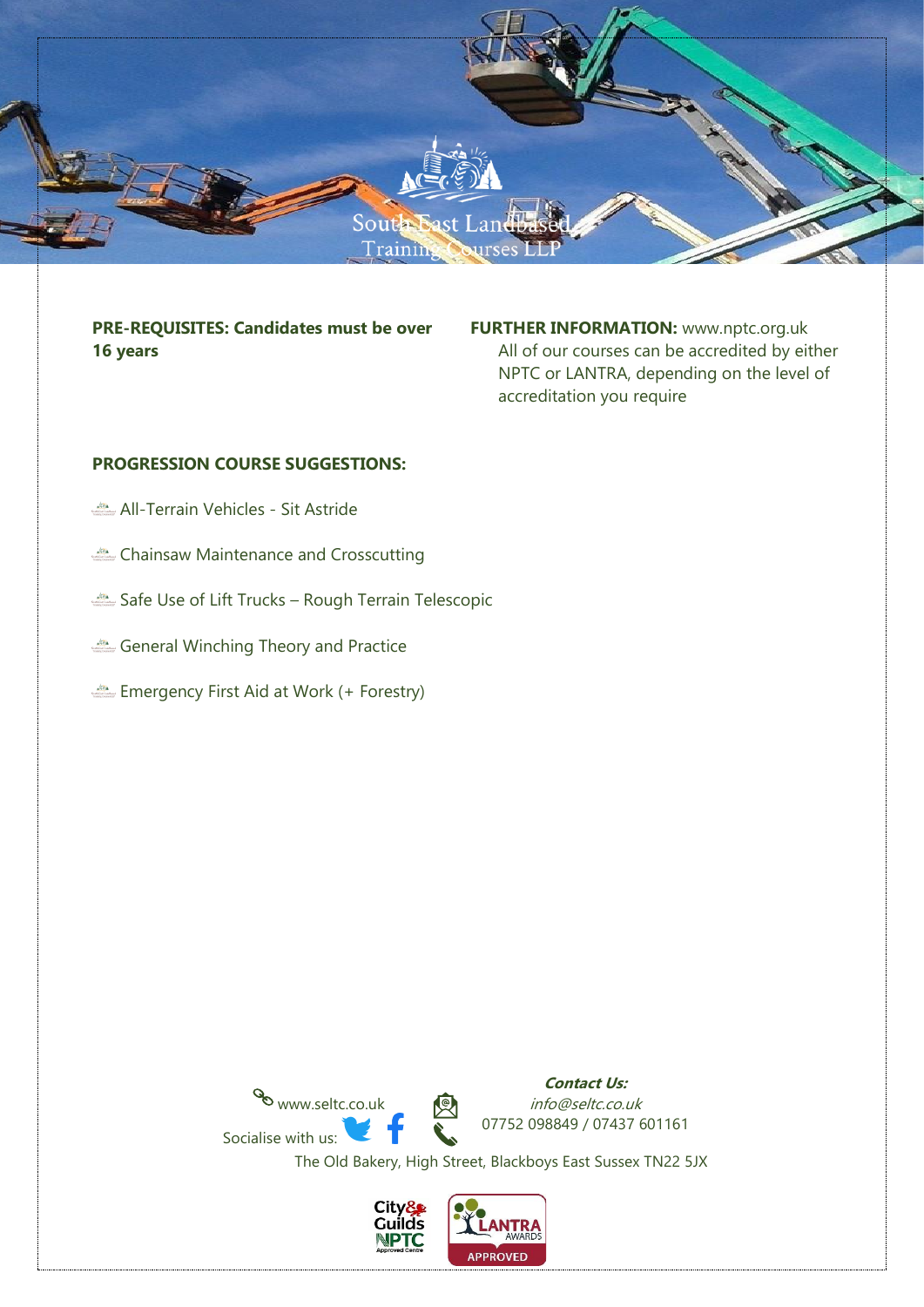**PRE-REQUISITES: Candidates must be over 16 years**

**FURTHER INFORMATION:** www.nptc.org.uk
All of our courses can be accredited by either NPTC or LANTRA, depending on the level of accreditation you require

**PROGRESSION COURSE SUGGESTIONS:**

- All-Terrain Vehicles - Sit Astride
- Chainsaw Maintenance and Crosscutting
- Safe Use of Lift Trucks – Rough Terrain Telescopic
- General Winching Theory and Practice
- Emergency First Aid at Work (+ Forestry)

www.seltc.co.uk

Socialise with us:

***Contact Us:***
*info@seltc.co.uk*
07752 098849 / 07437 601161

The Old Bakery, High Street, Blackboys East Sussex TN22 5JX